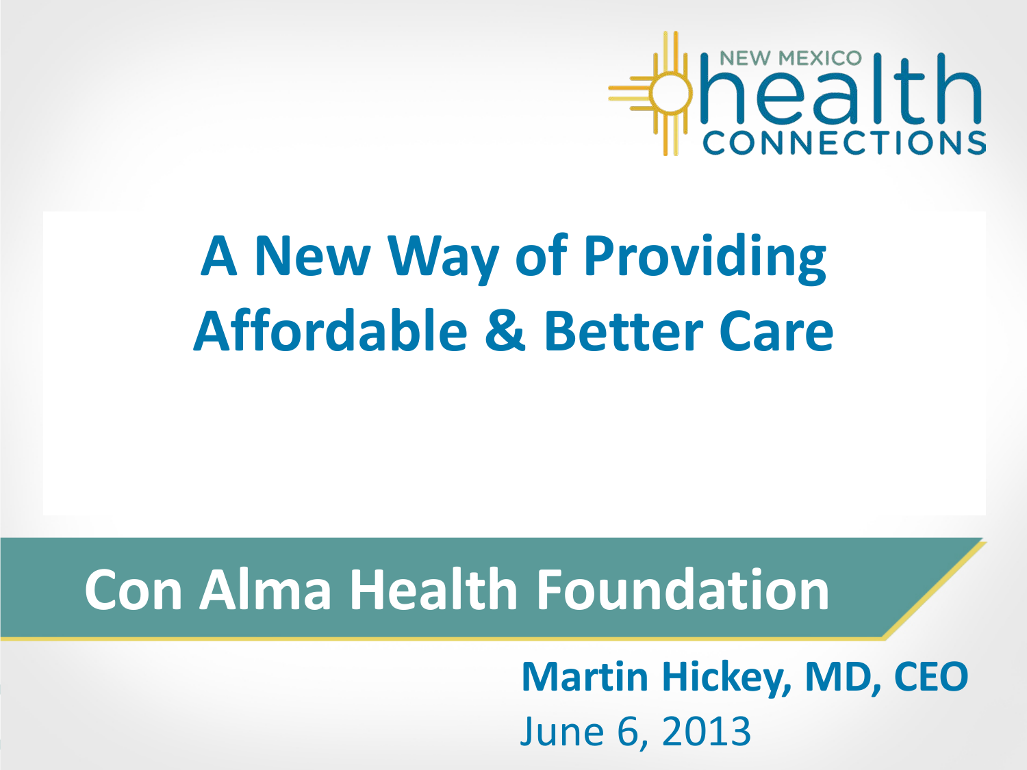NEW MEXICO health CONNECTIONS

# A New Way of Providing Affordable & Better Care

## Con Alma Health Foundation

**Martin Hickey, MD, CEO**

June 6, 2013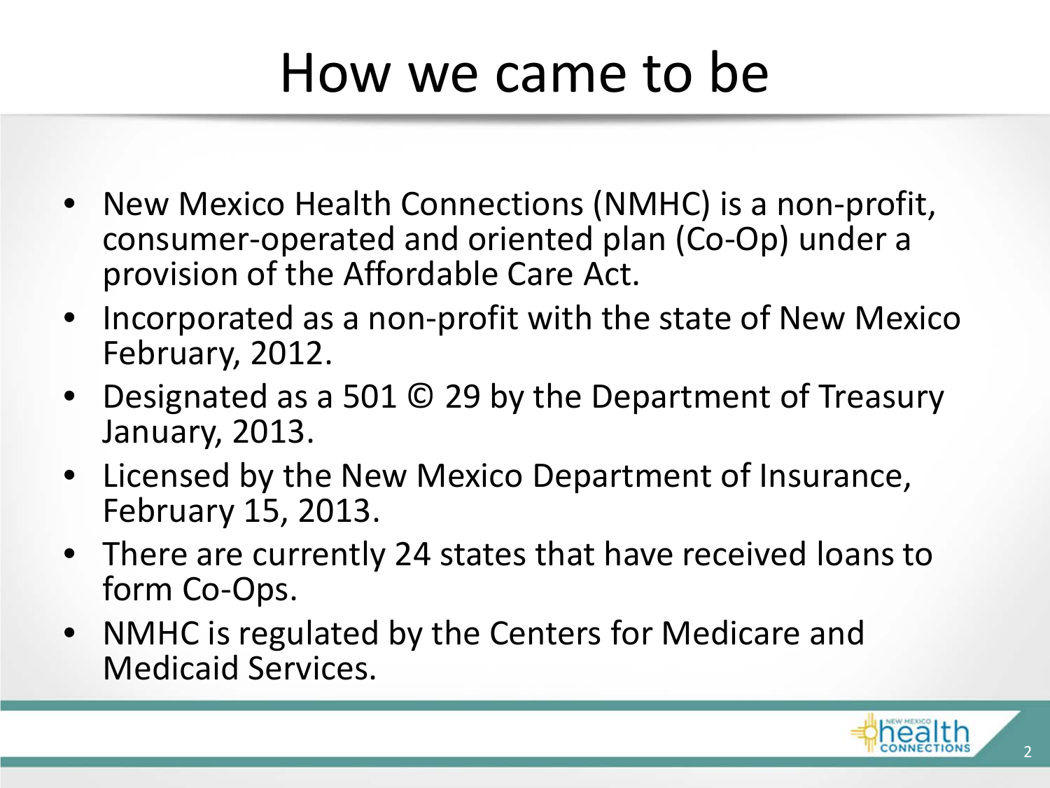# How we came to be

- New Mexico Health Connections (NMHC) is a non-profit, consumer-operated and oriented plan (Co-Op) under a provision of the Affordable Care Act.
- Incorporated as a non-profit with the state of New Mexico February, 2012.
- Designated as a 501 © 29 by the Department of Treasury January, 2013.
- Licensed by the New Mexico Department of Insurance, February 15, 2013.
- There are currently 24 states that have received loans to form Co-Ops.
- NMHC is regulated by the Centers for Medicare and Medicaid Services.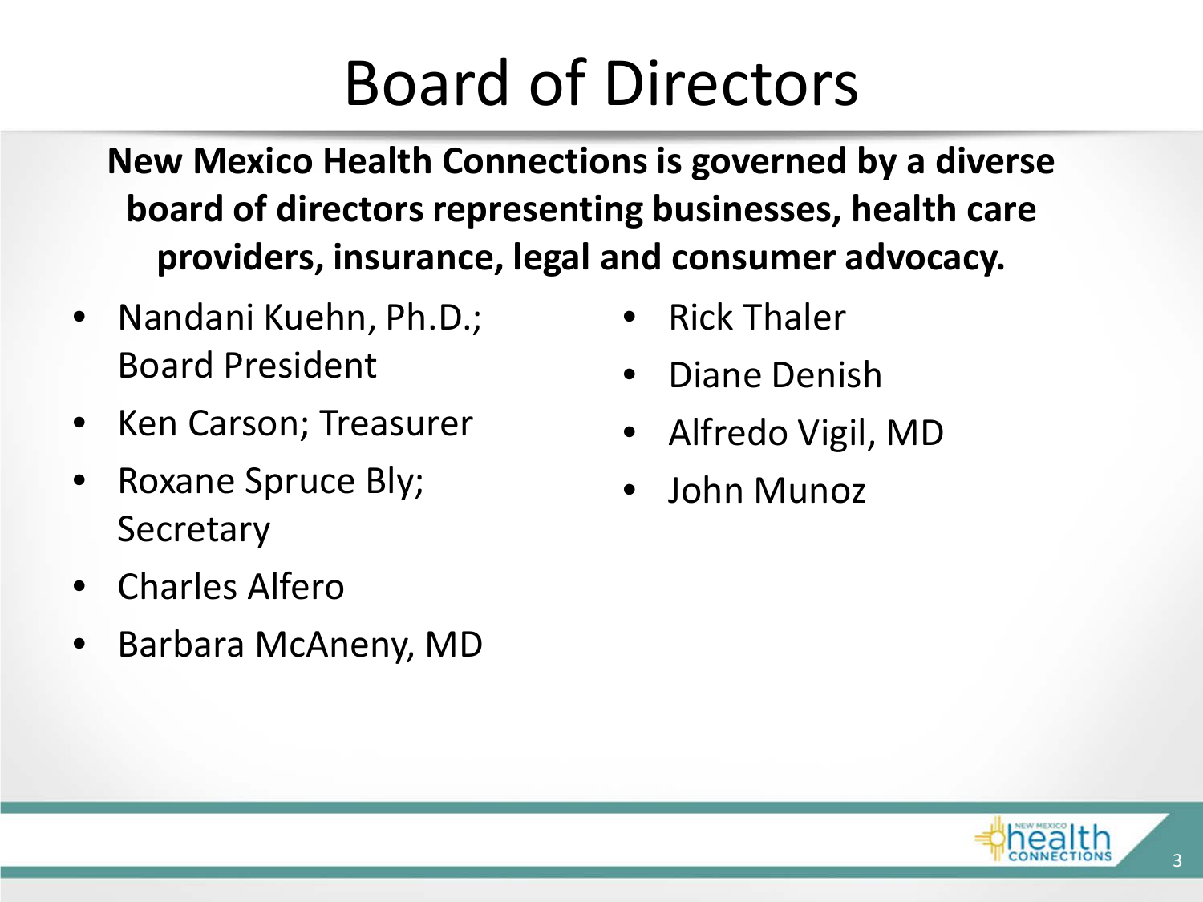# Board of Directors

**New Mexico Health Connections is governed by a diverse board of directors representing businesses, health care providers, insurance, legal and consumer advocacy.**

- Nandani Kuehn, Ph.D.; Board President
- Ken Carson; Treasurer
- Roxane Spruce Bly; Secretary
- Charles Alfero
- Barbara McAneny, MD
- Rick Thaler
- Diane Denish
- Alfredo Vigil, MD
- John Munoz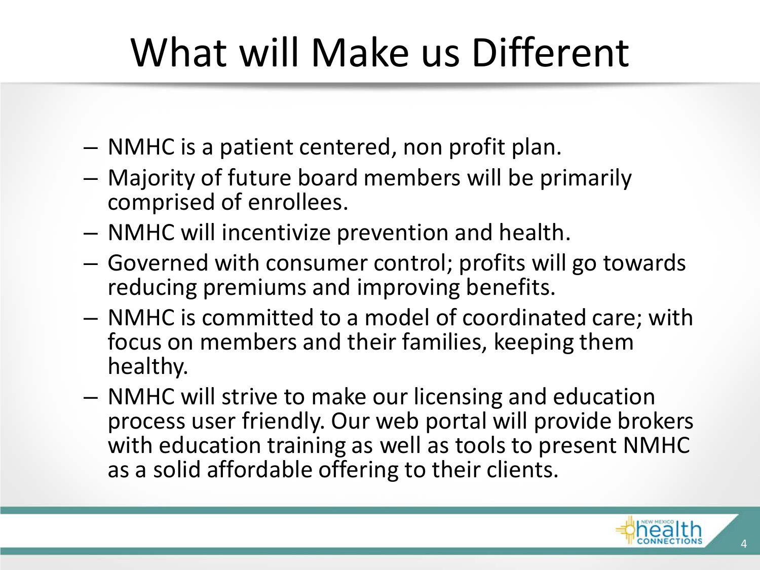# What will Make us Different

- NMHC is a patient centered, non profit plan.
- Majority of future board members will be primarily comprised of enrollees.
- NMHC will incentivize prevention and health.
- Governed with consumer control; profits will go towards reducing premiums and improving benefits.
- NMHC is committed to a model of coordinated care; with focus on members and their families, keeping them healthy.
- NMHC will strive to make our licensing and education process user friendly. Our web portal will provide brokers with education training as well as tools to present NMHC as a solid affordable offering to their clients.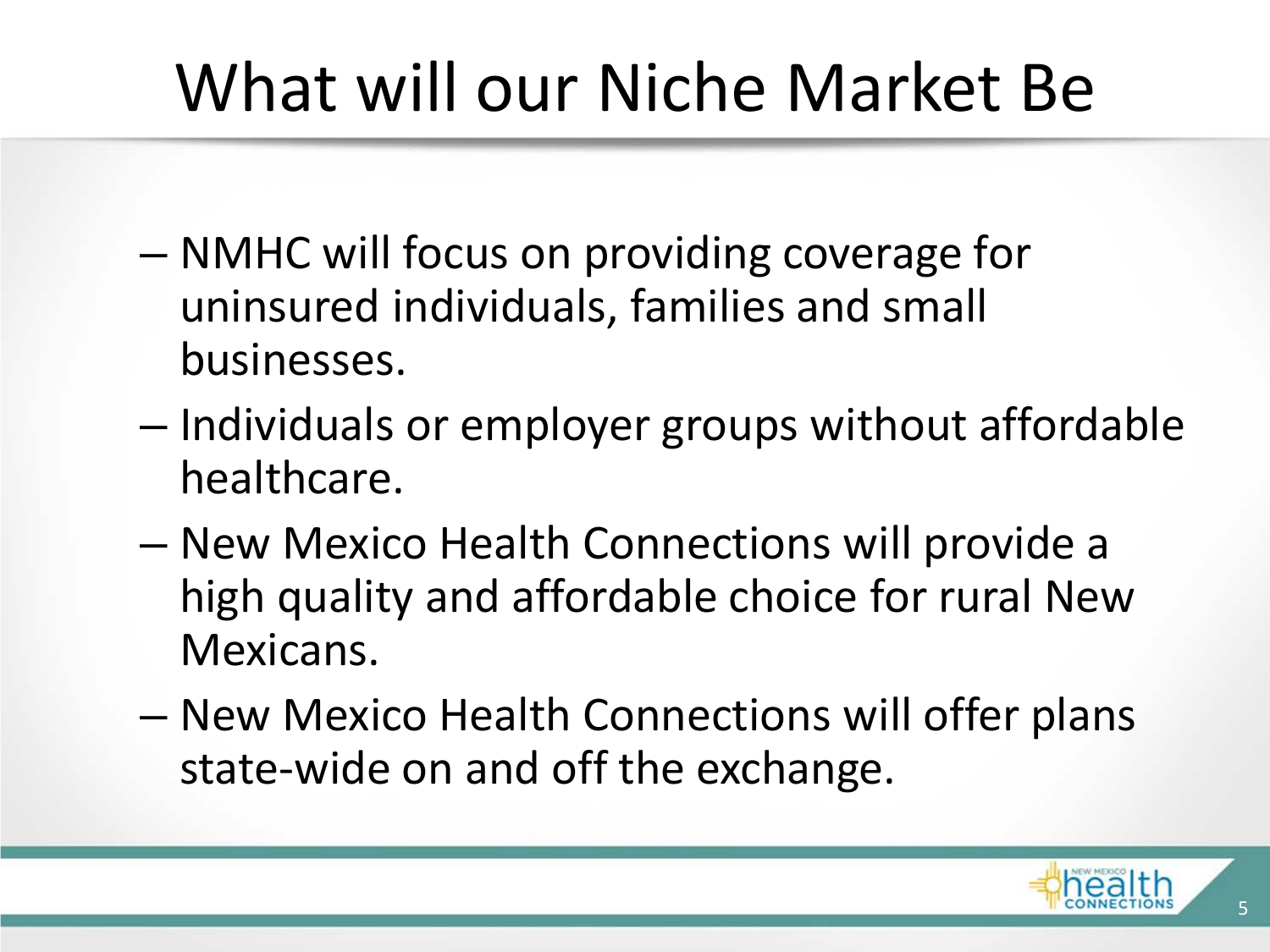# What will our Niche Market Be

- NMHC will focus on providing coverage for uninsured individuals, families and small businesses.
- Individuals or employer groups without affordable healthcare.
- New Mexico Health Connections will provide a high quality and affordable choice for rural New Mexicans.
- New Mexico Health Connections will offer plans state-wide on and off the exchange.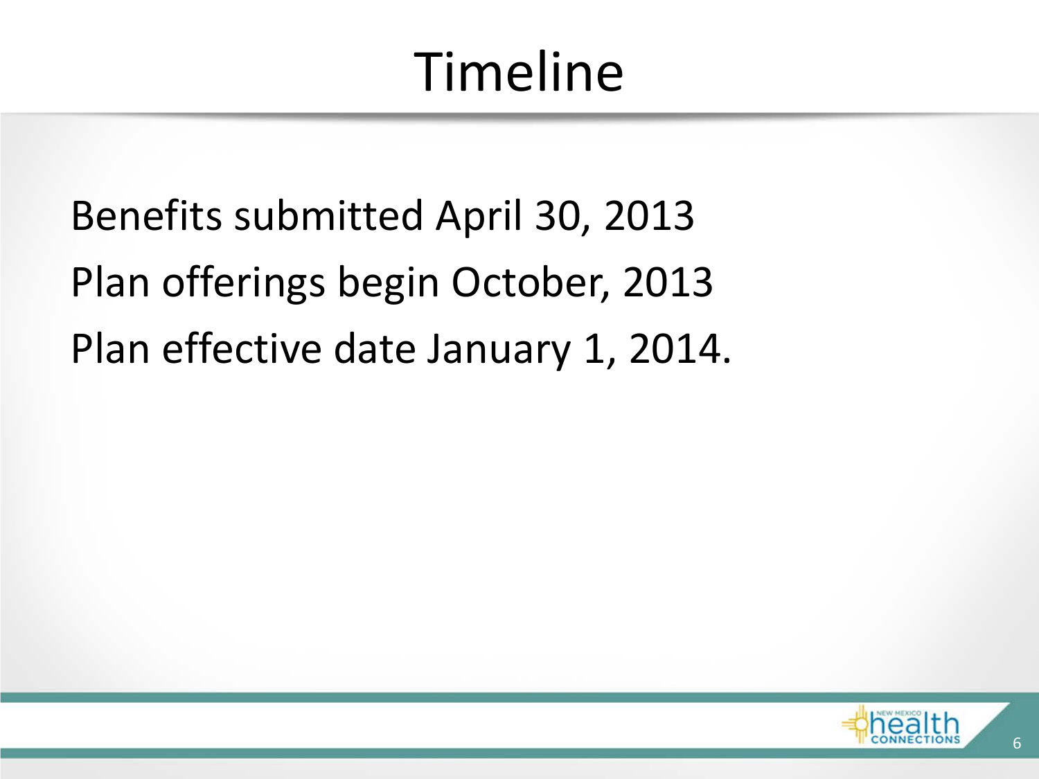# Timeline

Benefits submitted April 30, 2013

Plan offerings begin October, 2013

Plan effective date January 1, 2014.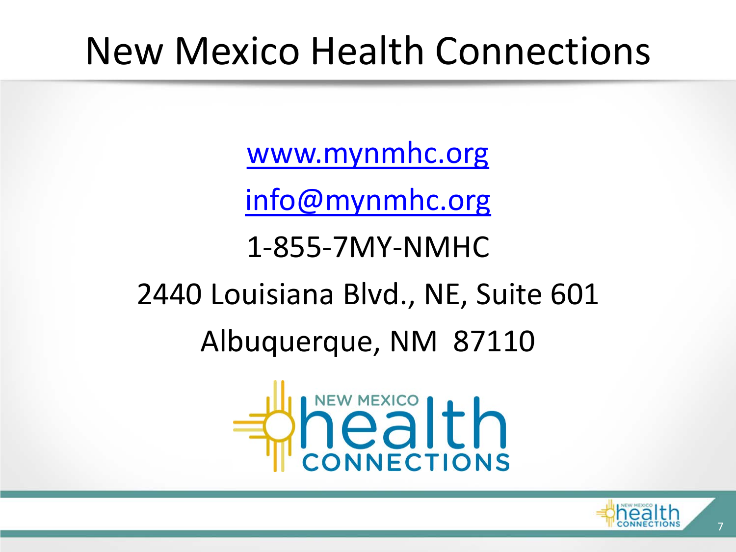# New Mexico Health Connections

www.mynmhc.org

info@mynmhc.org

1-855-7MY-NMHC

2440 Louisiana Blvd., NE, Suite 601

Albuquerque, NM 87110

NEW MEXICO health CONNECTIONS